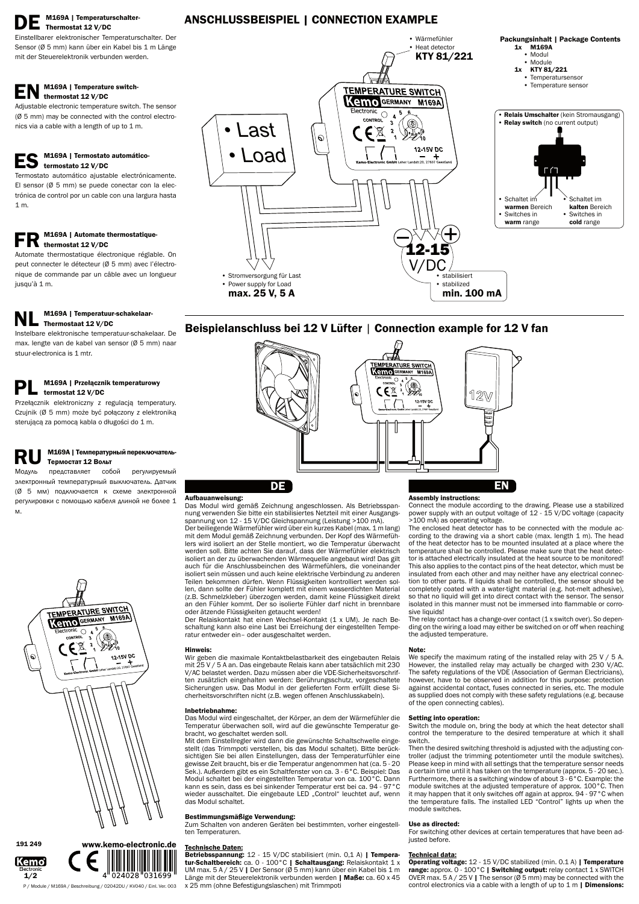# DE M169A | Temperaturschalter-Thermostat 12 V/DC

Einstellbarer elektronischer Temperaturschalter. Der Sensor (Ø 5 mm) kann über ein Kabel bis 1 m Länge mit der Steuerelektronik verbunden werden.

# EN M169A | Temperature switch-thermostat 12 V/DC

Adjustable electronic temperature switch. The sensor (Ø 5 mm) may be connected with the control electronics via a cable with a length of up to 1 m.

# ES M169A | Termostato automático-termostato 12 V/DC

Termostato automático ajustable electrónicamente. El sensor (Ø 5 mm) se puede conectar con la electrónica de control por un cable con una largura hasta 1 m.

# FR M169A | Automate thermostatique-thermostat 12 V/DC

Automate thermostatique électronique réglable. On peut connecter le détecteur (Ø 5 mm) avec l'électronique de commande par un câble avec un longueur jusqu'à 1 m.

# NL M169A | Temperatuur-schakelaar-Thermostaat 12 V/DC

Instelbare elektronische temperatuur-schakelaar. De max. lengte van de kabel van sensor (Ø 5 mm) naar stuur-electronica is 1 mtr.

# PL M169A | Przełącznik temperaturowy termostat 12 V/DC

Przełącznik elektroniczny z regulacją temperatury. Czujnik (Ø 5 mm) może być połączony z elektroniką sterującą za pomocą kabla o długości do 1 m.

# RU M169A | Температурный переключатель-Термостат 12 Вольт

Модуль представляет собой регулируемый электронный температурный выключатель. Датчик (Ø 5 мм) подключается к схеме электронной регулировки с помощью кабеля длиной не более 1 м.

## ANSCHLUSSBEISPIEL | CONNECTION EXAMPLE

- Wärmefühler
- Heat detector

**KTY 81/221**

**Packungsinhalt | Package Contents**

- 1x M169A
  - Modul
  - Module
- 1x KTY 81/221
  - Temperatursensor
  - Temperature sensor

- **Relais Umschalter** (kein Stromausgang)
- **Relay switch** (no current output)

- Schaltet im **warmen** Bereich
- Switches in **warm** range

- Schaltet im **kalten** Bereich
- Switches in **cold** range

- Last
- Load

- Stromversorgung für Last
- Power supply for Load

**max. 25 V, 5 A**

12-15 V/DC

- stabilisiert
- stabilized

**min. 100 mA**

## Beispielanschluss bei 12 V Lüfter | Connection example for 12 V fan

## DE

**Aufbauanweisung:**

Das Modul wird gemäß Zeichnung angeschlossen. Als Betriebsspannung verwenden Sie bitte ein stabilisiertes Netzteil mit einer Ausgangsspannung von 12 - 15 V/DC Gleichspannung (Leistung >100 mA).

Der beiliegende Wärmefühler wird über ein kurzes Kabel (max. 1 m lang) mit dem Modul gemäß Zeichnung verbunden. Der Kopf des Wärmefühlers wird isoliert an der Stelle montiert, wo die Temperatur überwacht werden soll. Bitte achten Sie darauf, dass der Wärmefühler elektrisch isoliert an der zu überwachenden Wärmequelle angebaut wird! Das gilt auch für die Anschlussbeinchen des Wärmefühlers, die voneinander isoliert sein müssen und auch keine elektrische Verbindung zu anderen Teilen bekommen dürfen. Wenn Flüssigkeiten kontrolliert werden sollen, dann sollte der Fühler komplett mit einem wasserdichten Material (z.B. Schmelzkleber) überzogen werden, damit keine Flüssigkeit direkt an den Fühler kommt. Der so isolierte Fühler darf nicht in brennbare oder ätzende Flüssigkeiten getaucht werden!

Der Relaiskontakt hat einen Wechsel-Kontakt (1 x UM). Je nach Beschaltung kann also eine Last bei Erreichung der eingestellten Temperatur entweder ein– oder ausgeschaltet werden.

**Hinweis:**

Wir geben die maximale Kontaktbelastbarkeit des eingebauten Relais mit 25 V / 5 A an. Das eingebaute Relais kann aber tatsächlich mit 230 V/AC belastet werden. Dazu müssen aber die VDE-Sicherheitsvorschriften zusätzlich eingehalten werden: Berührungsschutz, vorgeschaltete Sicherungen usw. Das Modul in der gelieferten Form erfüllt diese Sicherheitsvorschriften nicht (z.B. wegen offenen Anschlusskabeln).

**Inbetriebnahme:**

Das Modul wird eingeschaltet, der Körper, an dem der Wärmefühler die Temperatur überwachen soll, wird auf die gewünschte Temperatur gebracht, wo geschaltet werden soll.

Mit dem Einstellregler wird dann die gewünschte Schaltschwelle eingestellt (das Trimmpoti verstellen, bis das Modul schaltet). Bitte berücksichtigen Sie bei allen Einstellungen, dass der Temperaturfühler eine gewisse Zeit braucht, bis er die Temperatur angenommen hat (ca. 5 - 20 Sek.). Außerdem gibt es ein Schaltfenster von ca. 3 - 6°C. Beispiel: Das Modul schaltet bei der eingestellten Temperatur von ca. 100°C. Dann kann es sein, dass es bei sinkender Temperatur erst bei ca. 94 - 97°C wieder ausschaltet. Die eingebaute LED „Control" leuchtet auf, wenn das Modul schaltet.

**Bestimmungsmäßige Verwendung:**

Zum Schalten von anderen Geräten bei bestimmten, vorher eingestellten Temperaturen.

**Technische Daten:**

**Betriebsspannung:** 12 - 15 V/DC stabilisiert (min. 0,1 A) | **Temperatur-Schaltbereich:** ca. 0 - 100°C | **Schaltausgang:** Relaiskontakt 1 x UM max. 5 A / 25 V | Der Sensor (Ø 5 mm) kann über ein Kabel bis 1 m Länge mit der Steuerelektronik verbunden werden | **Maße:** ca. 60 x 45 x 25 mm (ohne Befestigungslaschen) mit Trimmpoti

## EN

**Assembly instructions:**

Connect the module according to the drawing. Please use a stabilized power supply with an output voltage of 12 - 15 V/DC voltage (capacity >100 mA) as operating voltage.

The enclosed heat detector has to be connected with the module according to the drawing via a short cable (max. length 1 m). The head of the heat detector has to be mounted insulated at a place where the temperature shall be controlled. Please make sure that the heat detector is attached electrically insulated at the heat source to be monitored! This also applies to the contact pins of the heat detector, which must be insulated from each other and may neither have any electrical connection to other parts. If liquids shall be controlled, the sensor should be completely coated with a water-tight material (e.g. hot-melt adhesive), so that no liquid will get into direct contact with the sensor. The sensor isolated in this manner must not be immersed into flammable or corrosive liquids!

The relay contact has a change-over contact (1 x switch over). So depending on the wiring a load may either be switched on or off when reaching the adjusted temperature.

**Note:**

We specify the maximum rating of the installed relay with 25 V / 5 A. However, the installed relay may actually be charged with 230 V/AC. The safety regulations of the VDE (Association of German Electricians), however, have to be observed in addition for this purpose: protection against accidental contact, fuses connected in series, etc. The module as supplied does not comply with these safety regulations (e.g. because of the open connecting cables).

**Setting into operation:**

Switch the module on, bring the body at which the heat detector shall control the temperature to the desired temperature at which it shall switch.

Then the desired switching threshold is adjusted with the adjusting controller (adjust the trimming potentiometer until the module switches). Please keep in mind with all settings that the temperature sensor needs a certain time until it has taken on the temperature (approx. 5 - 20 sec.). Furthermore, there is a switching window of about 3 - 6°C. Example: the module switches at the adjusted temperature of approx. 100°C. Then it may happen that it only switches off again at approx. 94 - 97°C when the temperature falls. The installed LED "Control" lights up when the module switches.

**Use as directed:**

For switching other devices at certain temperatures that have been adjusted before.

**Technical data:**

**Operating voltage:** 12 - 15 V/DC stabilized (min. 0.1 A) | **Temperature range:** approx. 0 - 100°C | **Switching output:** relay contact 1 x SWITCH OVER max. 5 A / 25 V | The sensor (Ø 5 mm) may be connected with the control electronics via a cable with a length of up to 1 m | **Dimensions:**

191 249

www.kemo-electronic.de

P / Module / M169A / Beschreibung / 02042DU / KV040 / Einl. Ver. 003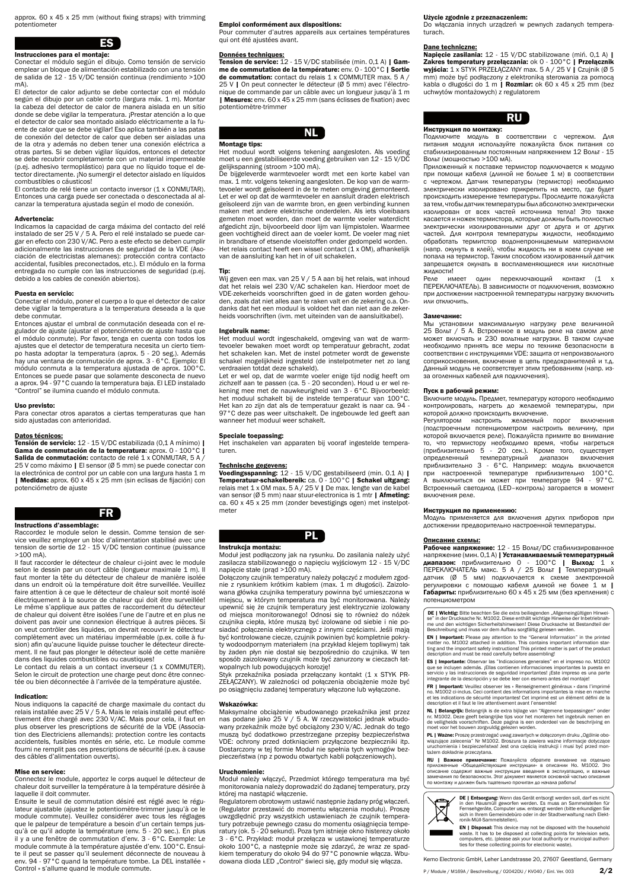approx. 60 x 45 x 25 mm (without fixing straps) with trimming potentiometer

## ES

**Instrucciones para el montaje:**

Conectar el módulo según el dibujo. Como tensión de servicio emplear un bloque de alimentación estabilizado con una tensión de salida de 12 - 15 V/DC tensión continua (rendimiento >100 mA).

El detector de calor adjunto se debe conectar con el módulo según el dibujo por un cable corto (largura máx. 1 m). Montar la cabeza del detector de calor de manera aislada en un sitio donde se debe vigilar la temperatura. ¡Prestar atención a lo que el detector de calor sea montado aislado eléctricamente a la fuente de calor que se debe vigilar! Eso aplica también a las patas de conexión del detector de calor que deben ser aisladas una de la otra y además no deben tener una conexión eléctrica a otras partes. Si se deben vigilar líquidos, entonces el detector se debe recubrir completamente con un material impermeable (p.ej. adhesivo termoplástico) para que no líquido toque el detector directamente. ¡No sumergir el detector aislado en líquidos combustibles o cáusticos!

El contacto de relé tiene un contacto inversor (1 x CONMUTAR). Entonces una carga puede ser conectada o desconectada al alcanzar la temperatura ajustada según el modo de conexión.

**Advertencia:**

Indicamos la capacidad de carga máxima del contacto del relé instalado de ser 25 V / 5 A. Pero el relé instalado se puede cargar en efecto con 230 V/AC. Pero a este efecto se deben cumplir adicionalmente las instrucciones de seguridad de la VDE (Asociación de electricistas alemanes): protección contra contacto accidental, fusibles preconectados, etc.). El módulo en la forma entregada no cumple con las instrucciones de seguridad (p.ej. debido a los cables de conexión abiertos).

**Puesta en servicio:**

Conectar el módulo, poner el cuerpo a lo que el detector de calor debe vigilar la temperatura a la temperatura deseada a la que debe conmutar.

Entonces ajustar el umbral de conmutación deseada con el regulador de ajuste (ajustar el potenciómetro de ajuste hasta que el módulo conmute). Por favor, tenga en cuenta con todos los ajustes que el detector de temperatura necesita un cierto tiempo hasta adoptar la temperatura (aprox. 5 - 20 seg.). Además hay una ventana de conmutación de aprox. 3 - 6°C. Ejemplo: El módulo conmuta a la temperatura ajustada de aprox. 100°C. Entonces se puede pasar que solamente desconecta de nuevo a aprox. 94 - 97°C cuando la temperatura baja. El LED instalado "Control" se ilumina cuando el módulo conmuta.

**Uso previsto:**

Para conectar otros aparatos a ciertas temperaturas que han sido ajustadas con anterioridad.

**Datos técnicos:**

**Tensión de servicio:** 12 - 15 V/DC estabilizada (0,1 A mínimo) | **Gama de conmutación de la temperatura:** aprox. 0 - 100°C | **Salida de conmutación:** contacto de relé 1 x CONMUTAR, 5 A / 25 V como máximo | El sensor (Ø 5 mm) se puede conectar con la electrónica de control por un cable con una largura hasta 1 m | **Medidas:** aprox. 60 x 45 x 25 mm (sin eclisas de fijación) con potenciómetro de ajuste

## FR

**Instructions d'assemblage:**

Raccordez le module selon le dessin. Comme tension de service veuillez employer un bloc d'alimentation stabilisé avec une tension de sortie de 12 - 15 V/DC tension continue (puissance >100 mA).

Il faut raccorder le détecteur de chaleur ci-joint avec le module selon le dessin par un court câble (longueur maximale 1 m). Il faut monter la tête du détecteur de chaleur de manière isolée dans un endroit où la température doit être surveillée. Veuillez faire attention à ce que le détecteur de chaleur soit monté isolé électriquement à la source de chaleur qui doit être surveillée! Le même s'applique aux pattes de raccordement du détecteur de chaleur qui doivent être isolées l'une de l'autre et en plus ne doivent pas avoir une connexion électrique à autres pièces. Si on veut contrôler des liquides, on devrait recouvrir le détecteur complètement avec un matériau imperméable (p.ex. colle à fusion) afin qu'aucune liquide puisse toucher le détecteur directement. Il ne faut pas plonger le détecteur isolé de cette manière dans des liquides combustibles ou caustiques!

Le contact du relais a un contact inverseur (1 x COMMUTER). Selon le circuit de protection une charge peut donc être connectée ou bien déconnectée à l'arrivée de la température ajustée.

**Indication:**

Nous indiquons la capacité de charge maximale du contact du relais installée avec 25 V / 5 A. Mais le relais installé peut effectivement être chargé avec 230 V/AC. Mais pour cela, il faut en plus observer les prescriptions de sécurité de la VDE (Association des Electriciens allemands): protection contre les contacts accidentels, fusibles montés en série, etc. Le module comme fourni ne remplit pas ces prescriptions de sécurité (p.ex. à cause des câbles d'alimentation ouverts).

**Mise en service:**

Connectez le module, apportez le corps auquel le détecteur de chaleur doit surveiller la température à la température désirée à laquelle il doit commuter.

Ensuite le seuil de commutation désiré est réglé avec le régulateur ajustable (ajustez le potentiomètre-trimmer jusqu'à ce le module commute). Veuillez considérer avec tous les réglages que le palpeur de température a besoin d'un certain temps jusqu'à ce qu'il adopte la température (env. 5 - 20 sec.). En plus il y a une fenêtre de commutation d'env. 3 - 6°C. Exemple: Le module commute à la température ajustée d'env. 100°C. Ensuite il peut se passer qu'il seulement déconnecte de nouveau à env. 94 - 97°C quand la température tombe. La DEL installée « Control » s'allume quand le module commute.

**Emploi conformément aux dispositions:**

Pour commuter d'autres appareils aux certaines températures qui ont été ajustées avant.

**Données techniques:**

**Tension de service:** 12 - 15 V/DC stabilisée (min. 0,1 A) | **Gamme de commutation de la température:** env. 0 - 100°C | **Sortie de commutation:** contact du relais 1 x COMMUTER max. 5 A / 25 V | On peut connecter le détecteur (Ø 5 mm) avec l'électronique de commande par un câble avec un longueur jusqu'à 1 m | **Mesures:** env. 60 x 45 x 25 mm (sans éclisses de fixation) avec potentiomètre-trimmer

## NL

**Montage tips:**

Het moduul wordt volgens tekening aangesloten. Als voeding moet u een gestabiliseerde voeding gebruiken van 12 - 15 V/DC gelijkspanning (stroom >100 mA).

De bijgeleverde warmtevoeler wordt met een korte kabel van max. 1 mtr. volgens tekening aangesloten. De kop van de warmtevoeler wordt geïsoleerd in de te meten omgeving gemonteerd. Let er wel op dat de warmtevoeler en aansluit draden elektrisch geïsoleerd zijn van de warmte bron, en geen verbinding kunnen maken met andere elektrische onderdelen. Als iets vloeibaars gemeten moet worden, dan moet de warmte voeler waterdicht afgedicht zijn, bijvoorbeeld door lijm van lijmpistolen. Waarmee geen vochtigheid direct aan de voeler komt. De voeler mag niet in brandbare of etsende vloeistoffen onder gedompeld worden.

Het relais contact heeft een wissel contact (1 x OM), afhankelijk van de aansluiting kan het in of uit schakelen.

**Tip:**

Wij geven een max. van 25 V / 5 A aan bij het relais, wat inhoud dat het relais wel 230 V/AC schakelen kan. Hierdoor moet de VDE-zekerheids voorschriften goed in de gaten worden gehouden, zoals dat niet alles aan te raken valt en de zekering o.a. Ondanks dat het een moduul is voldoet het dan niet aan de zekerheids voorschriften (ivm. met uiteinden van de aansluitkabel).

**Ingebruik name:**

Het moduul wordt ingeschakeld, omgeving van wat de warmtevoeler bewaken moet wordt op temperatuur gebracht, zodat het schakelen kan. Met de instel potmeter wordt de gewenste schakel mogelijkheid ingesteld (de instelpotmeter net zo lang verdraaien totdat deze schakeld).

Let er wel op, dat de warmte voeler enige tijd nodig heeft om zichzelf aan te passen (ca. 5 - 20 seconden). Houd u er wel rekening mee met de nauwkeurigheid van 3 - 6°C. Bijvoorbeeld: het moduul schakelt bij de instelde temperatuur van 100°C. Het kan zo zijn dat als de temperatuur gezakt is naar ca. 94 - 97°C deze pas weer uitschakelt. De ingebouwde led geeft aan wanneer het moduul weer schakelt.

**Speciale toepassing:**

Het inschakelen van apparaten bij vooraf ingestelde temperaturen.

**Technische gegevens:**

**Voedingsspanning:** 12 - 15 V/DC gestabiliseerd (min. 0.1 A) | **Temperatuur-schakelbereik:** ca. 0 - 100°C | **Schakel uitgang:** relais met 1 x OM max. 5 A / 25 V | De max. lengte van de kabel van sensor (Ø 5 mm) naar stuur-electronica is 1 mtr | **Afmeting:** ca. 60 x 45 x 25 mm (zonder bevestigings ogen) met instelpotmeter

## PL

**Instrukcja montażu:**

Moduł jest podłączony jak na rysunku. Do zasilania należy użyć zasilacza stabilizowanego o napięciu wyjściowym 12 - 15 V/DC napięcie stałe (prąd >100 mA).

Dołączony czujnik temperatury należy połączyć z modułem zgodnie z rysunkiem krótkim kablem (max. 1 m długości). Zaizolowana główka czujnika temperatury powinna być umieszczona w miejscu, w którym temperatura ma być monitorowana. Należy upewnić się że czujnik temperatury jest elektrycznie izolowany od miejsca monitorowanego! Odnosi się to również do nóżek czujnika ciepła, które muszą być izolowane od siebie i nie posiadać połączenia elektrycznego z innymi częściami. Jeśli mają być kontrolowane ciecze, czujnik powinien być kompletnie pokryty wodoodpornym materiałem (na przykład klejem topliwym) tak by żaden płyn nie dostał się bezpośrednio do czujnika. W ten sposób zaizolowany czujnik może być zanurzony w cieczach łatwopalnych lub powodujących korozję!

Styk przekaźnika posiada przełączany kontakt (1 x STYK PRZEŁĄCZANY). W zależności od połączenia obciążenie może być po osiągnięciu zadanej temperatury włączone lub wyłączone.

**Wskazówka:**

Maksymalne obciążenie wbudowanego przekaźnika jest przez nas podane jako 25 V / 5 A. W rzeczywistości jednak wbudowany przekaźnik może być obciążony 230 V/AC. Jednak do tego muszą być dodatkowo przestrzegane przepisy bezpieczeństwa VDE: ochrony przed dotknięciem przyłączone bezpieczniki itp. Dostarczony w tej formie Moduł nie spełnia tych wymogów bezpieczeństwa (np z powodu otwartych kabli połączeniowych).

**Uruchomienie:**

Moduł należy włączyć, Przedmiot którego temperatura ma być monitorowania należy doprowadzić do żądanej temperatury, przy której ma nastąpić włączenie.

Regulatorem obrotowym ustawić następnie żądany próg włączeń. (Regulator przestawić do momentu włączenia modułu). Proszę uwzględnić przy wszystkich ustawieniach że czujnik temperatury potrzebuje pewnego czasu do momentu osiągnięcia temperatury (ok. 5 - 20 sekund). Poza tym istnieje okno histerezy około 3 - 6°C. Przykład: moduł przełącza w ustawionej temperaturze około 100°C, a następnie może się zdarzyć, że wraz ze spadkiem temperatury do około 94 do 97°C ponownie włącza. Wbudowana dioda LED „Control" świeci się, gdy moduł się włącza.

**Użycie zgodnie z przeznaczeniem:**

Do włączania innych urządzeń w pewnych zadanych temperaturach.

**Dane techniczne:**

**Napięcie zasilania:** 12 - 15 V/DC stabilizowane (miń. 0,1 A) | **Zakres temperatury przełączania:** ok 0 - 100°C | **Przełącznik wyjścia:** 1 x STYK PRZEŁĄCZANY max. 5 A / 25 V | Czujnik (Ø 5 mm) może być podłączony z elektroniką sterowania za pomocą kabla o długości do 1 m | **Rozmiar:** ok 60 x 45 x 25 mm (bez uchwytów montażowych) z regulatorem

## RU

**Инструкция по монтажу:**

Подключите модуль в соответствии с чертежом. Для питания модуля используйте пожалуйста блок питания со стабилизированным постоянным напряжением 12 Вольт - 15 Вольт (мощностью >100 мА).

Приложенный к поставке термистор подключается к модулю при помощи кабеля (длиной не более 1 м) в соответствии с чертежом. Датчик температуры (термистор) необходимо электрически изолировано прикрепить на место, где будет происходить измерение температуры. Проследите пожалуйста за тем, чтобы датчик температуры был абсолютно электрически изолирован от всех частей источника тепла! Это также касается и ножек термистора, которые должны быть полностью электрически изолированными друг от друга и от других частей. Для контроля температуры жидкости, необходимо обработать термистор водонепроницаемым материалом (напр. окунуть в клей), чтобы жидкость ни в коем случае не попала на термистор. Таким способом изолированный датчик запрещается окунать в воспламеняющиеся или кислотные жидкости!

Реле имеет один переключающий контакт (1 х ПЕРЕКЛЮЧАТЕЛЬ). В зависимости от подключения, возможно при достижении настроенной температуры нагрузку включить или отключить.

**Замечание:**

Мы установили максимальную нагрузку реле величиной 25 Вольт / 5 А. Встроенное в модуль реле на самом деле может включать и 230 вольтные нагрузки. В таком случае необходимо принять все меры по технике безопасности в соответствии с инструкциями VDE: защита от непроизвольного соприкосновения, включение в цепь предохранителей и т.д. Данный модуль не соответствует этим требованиям (напр. из-за оголенных кабелей для подключения).

**Пуск в рабочий режим:**

Включите модуль. Предмет, температуру которого необходимо контролировать, нагреть до желаемой температуры, при которой должно происходить включение.

Регулятором настроить желаемый порог включения (подстроечным потенциометром настроить величину, при которой включается реле). Пожалуйста примите во внимание то, что термистору необходимо время, чтобы нагреться (приблизительно 5 - 20 сек.). Кроме того, существует определенный температурный диапазон включения приблизительно 3 - 6°C. Например: модуль включается при настроенной температуре приблизительно 100°C. А выключиться он может при температуре 94 - 97°C. Встроенный светодиод (LED–контроль) загорается в момент включения реле.

**Инструкция по применению:**

Модуль применяется для включения других приборов при достижении предварительно настроенной температуры.

**Описание схемы:**

**Рабочее напряжение:** 12 - 15 Вольт/DC стабилизированное напряжение (мин. 0,1 A) | **Устанавливаемый температурный диапазон:** приблизительно 0 - 100°C | **Выход:** 1 x ПЕРЕКЛЮЧАТЕЛЬ макс. 5 А / 25 Вольт | Температурный датчик (Ø 5 мм) подключается к схеме электронной регулировки с помощью кабеля длиной не более 1 м | **Габариты:** приблизительно 60 x 45 x 25 мм (без крепления) с потенциометром

**DE | Wichtig:** Bitte beachten Sie die extra beiliegenden „Allgemeingültigen Hinweise" in der Drucksache Nr. M1002. Diese enthält wichtige Hinweise der Inbetriebnahme und den wichtigen Sicherheitshinweisen! Diese Drucksache ist Bestandteil der Beschreibung und muss vor dem Aufbau sorgfältig gelesen werden.

**EN | Important:** Please pay attention to the "General Information" in the printed matter no. M1002 attached in addition. This contains important information starting and the important safety instructions! This printed matter is part of the product description and must be read carefully before assembling!

**ES | Importante:** Observar las "Indicaciones generales" en el impreso no. M1002 que se incluyen además. ¡Ellas contienen informaciones importantes a la puesta en servicio y las instrucciones de seguridad importantes! ¡Este impreso es una parte integrante de la descripción y se debe leer con esmero antes del montaje!

**FR | Important:** Veuillez observer les « Renseignement généraux » dans l'imprimé no. M1002 ci-inclus. Ceci contient des informations importantes à la mise en marche et les indications de sécurité importantes! Cet imprimé est un élément défini de la description et il faut le lire attentivement avant l'ensemble!

**NL | Belangrijk:** Belangrijk is de extra bijlage van "Algemene toepassingen" onder nr. M1002. Deze geeft belangrijke tips voor het monteren het ingebruik nemen en de veiligheids voorschriften. Deze pagina is een onderdeel van de beschrijving en moet voor het bouwen zorgvuldig gelezen worden.

**PL | Ważne:** Proszę przestrzegać uwag zawartych w dołączonym druku „Ogólnie obowiązujące zalecenia" Nr M1002. Broszura ta zawiera ważne informacje dotyczące uruchomienia i bezpieczeństwa! Jest ona częścią instrukcji i musi być przed montażem dokładnie przeczytana.

**RU | Важное примечание:** Пожалуйста обратите внимание на отдельно приложенные «Общедействующие инструкции» в описании Но. M1002. Это описание содержит важные инструкции введения в эксплуатацию, и важные замечания по безопасности. Этот документ является основной частью описания по монтажу и должен быть тщательно прочитан до начала работы!

**DE | Entsorgung:** Wenn das Gerät entsorgt werden soll, darf es nicht in den Hausmüll geworfen werden. Es muss an Sammelstellen für Fernsehgeräte, Computer usw. entsorgt werden (bitte erkundigen Sie sich in Ihrem Gemeindebüro oder in der Stadtverwaltung nach Elektronik-Müll-Sammelstellen).

**EN | Disposal:** This device may not be disposed with the household waste. It has to be disposed at collecting points for television sets, computers, etc. (please ask your local authority or municipal authorities for these collecting points for electronic waste).

Kemo Electronic GmbH, Leher Landstrasse 20, 27607 Geestland, Germany

P / Module / M169A / Beschreibung / 02042DU / KV040 / Einl. Ver. 003